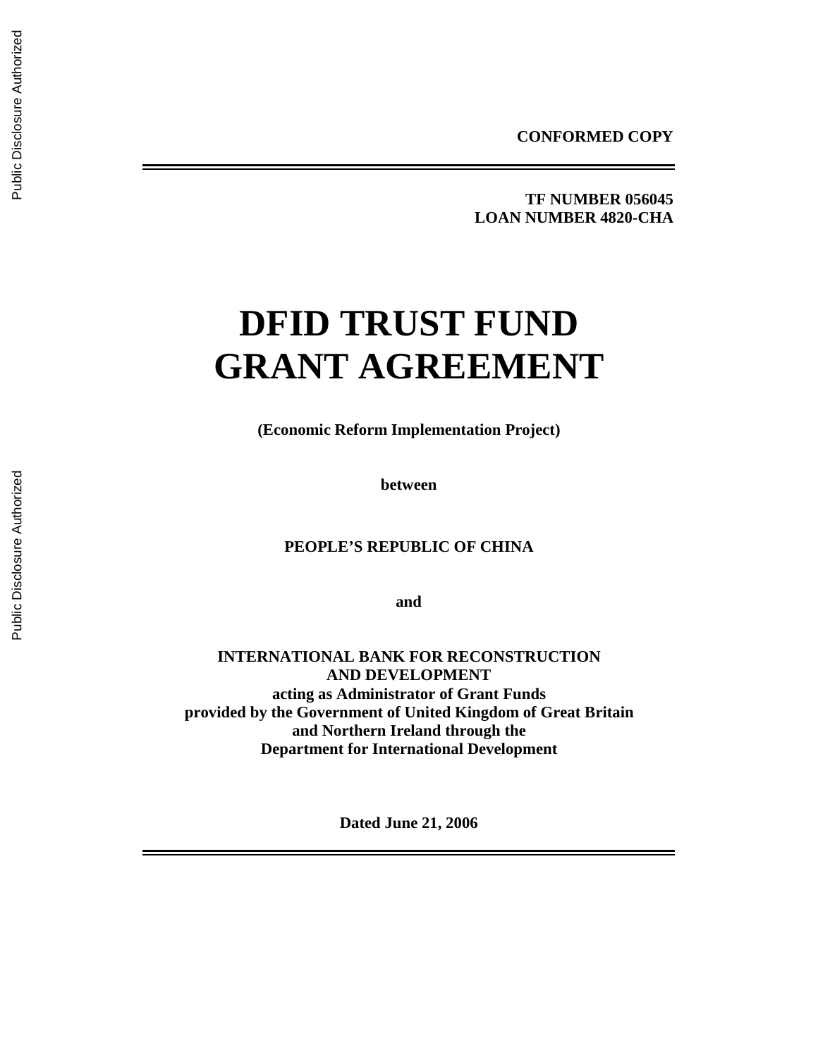**CONFORMED COPY**

---

**TF NUMBER 056045**
**LOAN NUMBER 4820-CHA**

# DFID TRUST FUND GRANT AGREEMENT

**(Economic Reform Implementation Project)**

**between**

**PEOPLE'S REPUBLIC OF CHINA**

**and**

**INTERNATIONAL BANK FOR RECONSTRUCTION AND DEVELOPMENT**
**acting as Administrator of Grant Funds provided by the Government of United Kingdom of Great Britain and Northern Ireland through the Department for International Development**

**Dated June 21, 2006**

---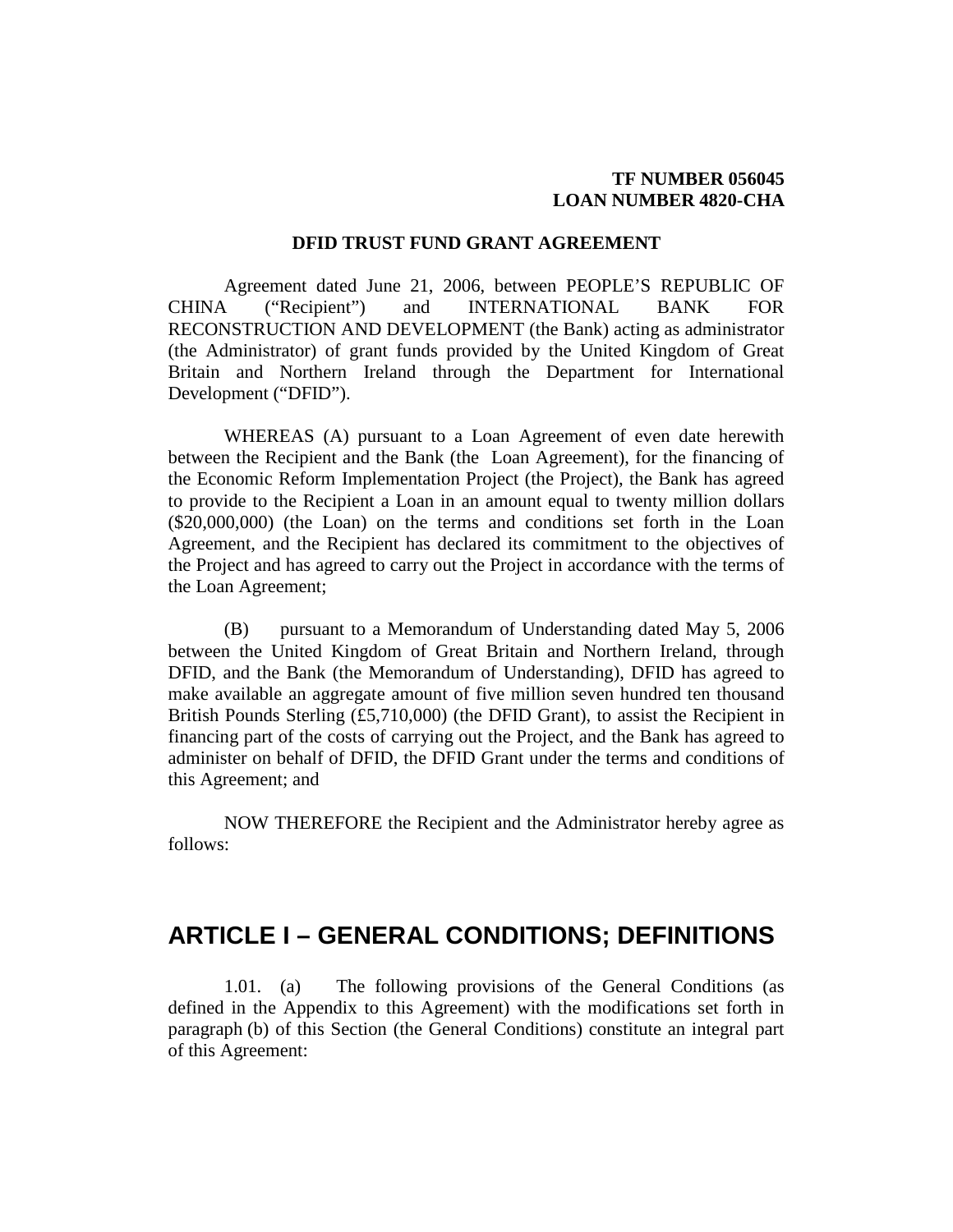**TF NUMBER 056045**
**LOAN NUMBER 4820-CHA**

**DFID TRUST FUND GRANT AGREEMENT**

Agreement dated June 21, 2006, between PEOPLE'S REPUBLIC OF CHINA ("Recipient") and INTERNATIONAL BANK FOR RECONSTRUCTION AND DEVELOPMENT (the Bank) acting as administrator (the Administrator) of grant funds provided by the United Kingdom of Great Britain and Northern Ireland through the Department for International Development ("DFID").

WHEREAS (A) pursuant to a Loan Agreement of even date herewith between the Recipient and the Bank (the Loan Agreement), for the financing of the Economic Reform Implementation Project (the Project), the Bank has agreed to provide to the Recipient a Loan in an amount equal to twenty million dollars ($20,000,000) (the Loan) on the terms and conditions set forth in the Loan Agreement, and the Recipient has declared its commitment to the objectives of the Project and has agreed to carry out the Project in accordance with the terms of the Loan Agreement;

(B) pursuant to a Memorandum of Understanding dated May 5, 2006 between the United Kingdom of Great Britain and Northern Ireland, through DFID, and the Bank (the Memorandum of Understanding), DFID has agreed to make available an aggregate amount of five million seven hundred ten thousand British Pounds Sterling (£5,710,000) (the DFID Grant), to assist the Recipient in financing part of the costs of carrying out the Project, and the Bank has agreed to administer on behalf of DFID, the DFID Grant under the terms and conditions of this Agreement; and

NOW THEREFORE the Recipient and the Administrator hereby agree as follows:

## ARTICLE I – GENERAL CONDITIONS; DEFINITIONS

1.01. (a) The following provisions of the General Conditions (as defined in the Appendix to this Agreement) with the modifications set forth in paragraph (b) of this Section (the General Conditions) constitute an integral part of this Agreement: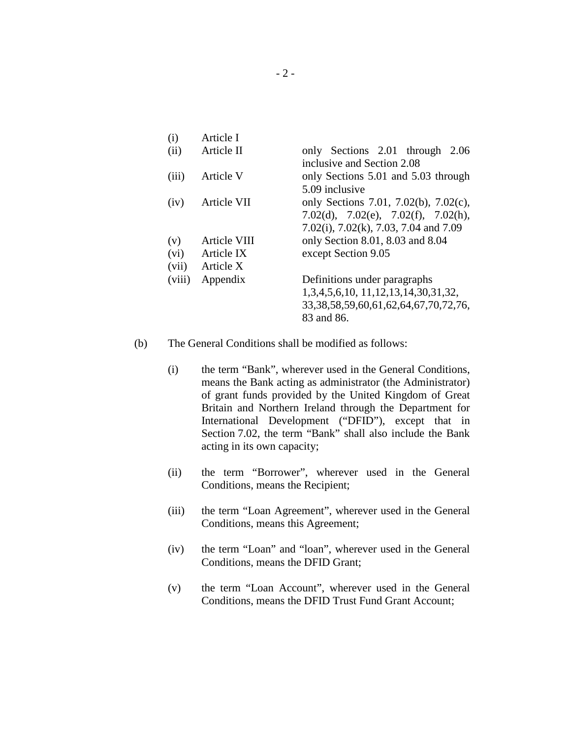| | | |
|---|---|---|
| (i) | Article I | |
| (ii) | Article II | only Sections 2.01 through 2.06 inclusive and Section 2.08 |
| (iii) | Article V | only Sections 5.01 and 5.03 through 5.09 inclusive |
| (iv) | Article VII | only Sections 7.01, 7.02(b), 7.02(c), 7.02(d), 7.02(e), 7.02(f), 7.02(h), 7.02(i), 7.02(k), 7.03, 7.04 and 7.09 |
| (v) | Article VIII | only Section 8.01, 8.03 and 8.04 |
| (vi) | Article IX | except Section 9.05 |
| (vii) | Article X | |
| (viii) | Appendix | Definitions under paragraphs 1,3,4,5,6,10, 11,12,13,14,30,31,32, 33,38,58,59,60,61,62,64,67,70,72,76, 83 and 86. |

(b) The General Conditions shall be modified as follows:

(i) the term "Bank", wherever used in the General Conditions, means the Bank acting as administrator (the Administrator) of grant funds provided by the United Kingdom of Great Britain and Northern Ireland through the Department for International Development ("DFID"), except that in Section 7.02, the term "Bank" shall also include the Bank acting in its own capacity;

(ii) the term "Borrower", wherever used in the General Conditions, means the Recipient;

(iii) the term "Loan Agreement", wherever used in the General Conditions, means this Agreement;

(iv) the term "Loan" and "loan", wherever used in the General Conditions, means the DFID Grant;

(v) the term "Loan Account", wherever used in the General Conditions, means the DFID Trust Fund Grant Account;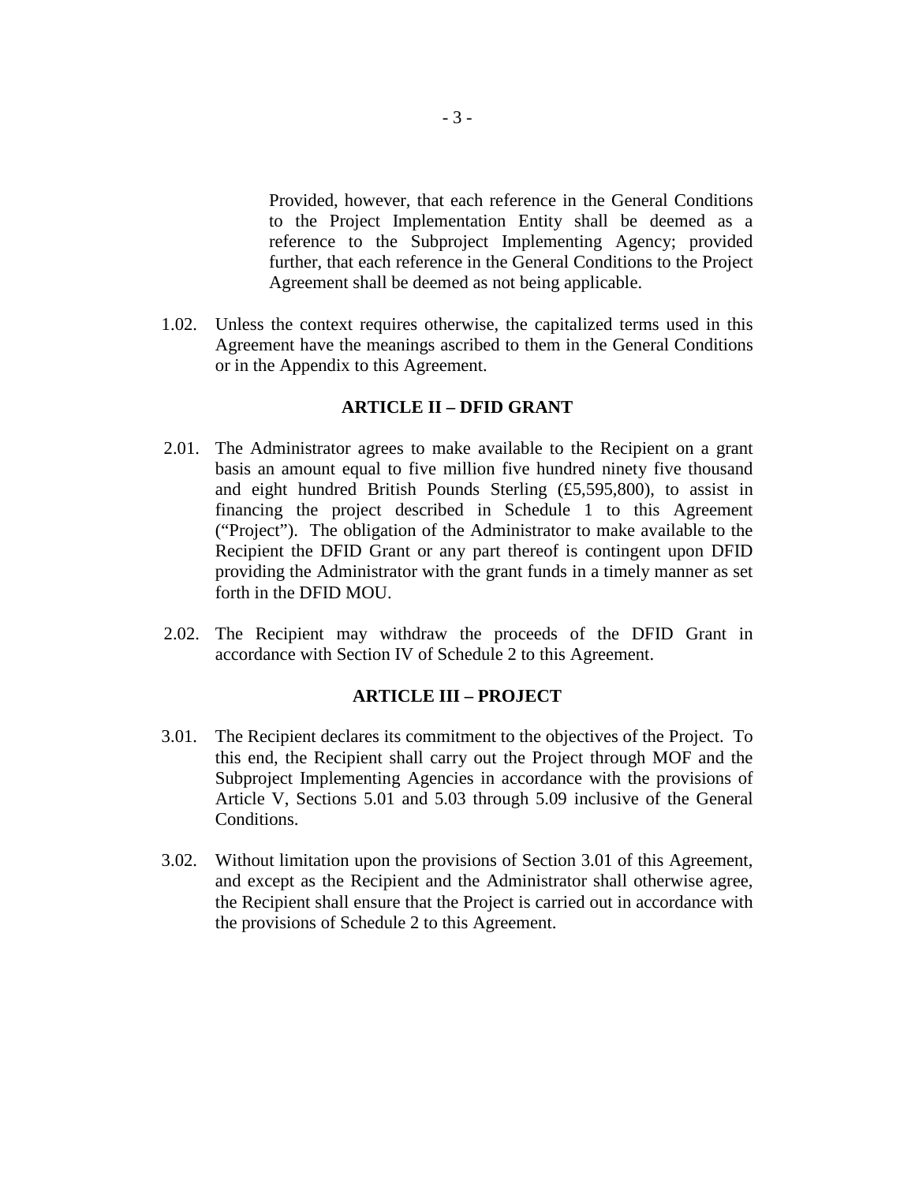Provided, however, that each reference in the General Conditions to the Project Implementation Entity shall be deemed as a reference to the Subproject Implementing Agency; provided further, that each reference in the General Conditions to the Project Agreement shall be deemed as not being applicable.

1.02. Unless the context requires otherwise, the capitalized terms used in this Agreement have the meanings ascribed to them in the General Conditions or in the Appendix to this Agreement.

## ARTICLE II – DFID GRANT

2.01. The Administrator agrees to make available to the Recipient on a grant basis an amount equal to five million five hundred ninety five thousand and eight hundred British Pounds Sterling (£5,595,800), to assist in financing the project described in Schedule 1 to this Agreement ("Project"). The obligation of the Administrator to make available to the Recipient the DFID Grant or any part thereof is contingent upon DFID providing the Administrator with the grant funds in a timely manner as set forth in the DFID MOU.

2.02. The Recipient may withdraw the proceeds of the DFID Grant in accordance with Section IV of Schedule 2 to this Agreement.

## ARTICLE III – PROJECT

3.01. The Recipient declares its commitment to the objectives of the Project. To this end, the Recipient shall carry out the Project through MOF and the Subproject Implementing Agencies in accordance with the provisions of Article V, Sections 5.01 and 5.03 through 5.09 inclusive of the General Conditions.

3.02. Without limitation upon the provisions of Section 3.01 of this Agreement, and except as the Recipient and the Administrator shall otherwise agree, the Recipient shall ensure that the Project is carried out in accordance with the provisions of Schedule 2 to this Agreement.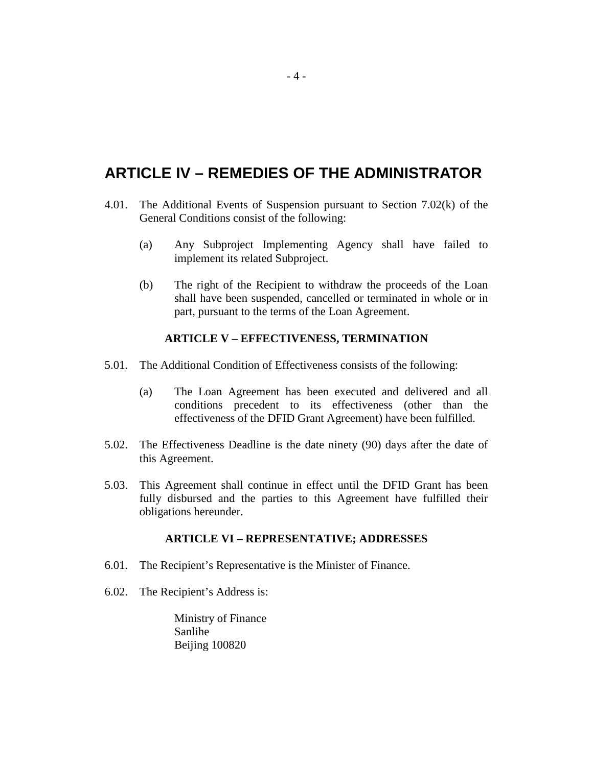## ARTICLE IV – REMEDIES OF THE ADMINISTRATOR

4.01. The Additional Events of Suspension pursuant to Section 7.02(k) of the General Conditions consist of the following:

(a) Any Subproject Implementing Agency shall have failed to implement its related Subproject.

(b) The right of the Recipient to withdraw the proceeds of the Loan shall have been suspended, cancelled or terminated in whole or in part, pursuant to the terms of the Loan Agreement.

### ARTICLE V – EFFECTIVENESS, TERMINATION

5.01. The Additional Condition of Effectiveness consists of the following:

(a) The Loan Agreement has been executed and delivered and all conditions precedent to its effectiveness (other than the effectiveness of the DFID Grant Agreement) have been fulfilled.

5.02. The Effectiveness Deadline is the date ninety (90) days after the date of this Agreement.

5.03. This Agreement shall continue in effect until the DFID Grant has been fully disbursed and the parties to this Agreement have fulfilled their obligations hereunder.

### ARTICLE VI – REPRESENTATIVE; ADDRESSES

6.01. The Recipient's Representative is the Minister of Finance.

6.02. The Recipient's Address is:

Ministry of Finance
Sanlihe
Beijing 100820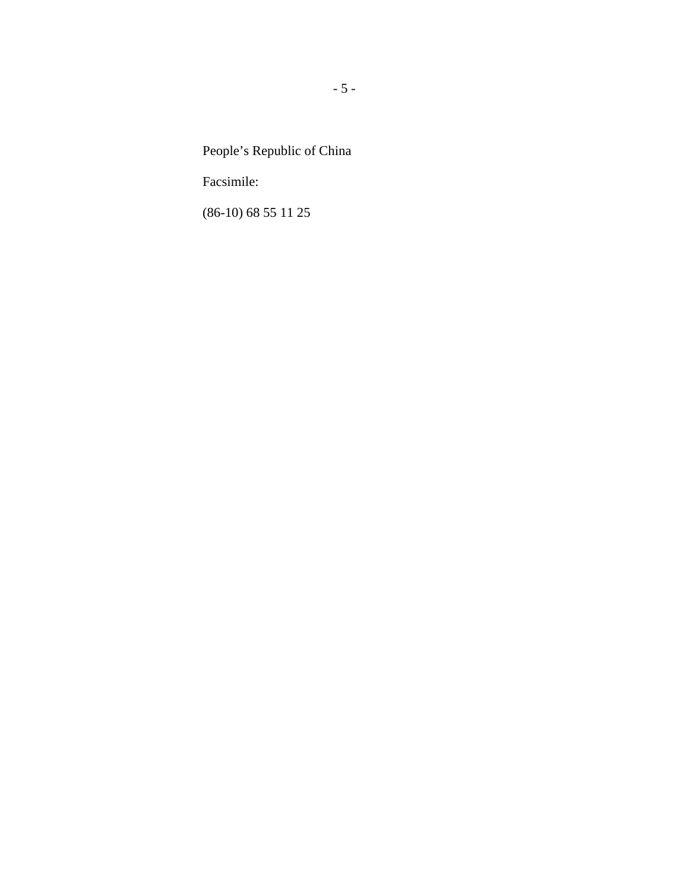People’s Republic of China

Facsimile:

(86-10) 68 55 11 25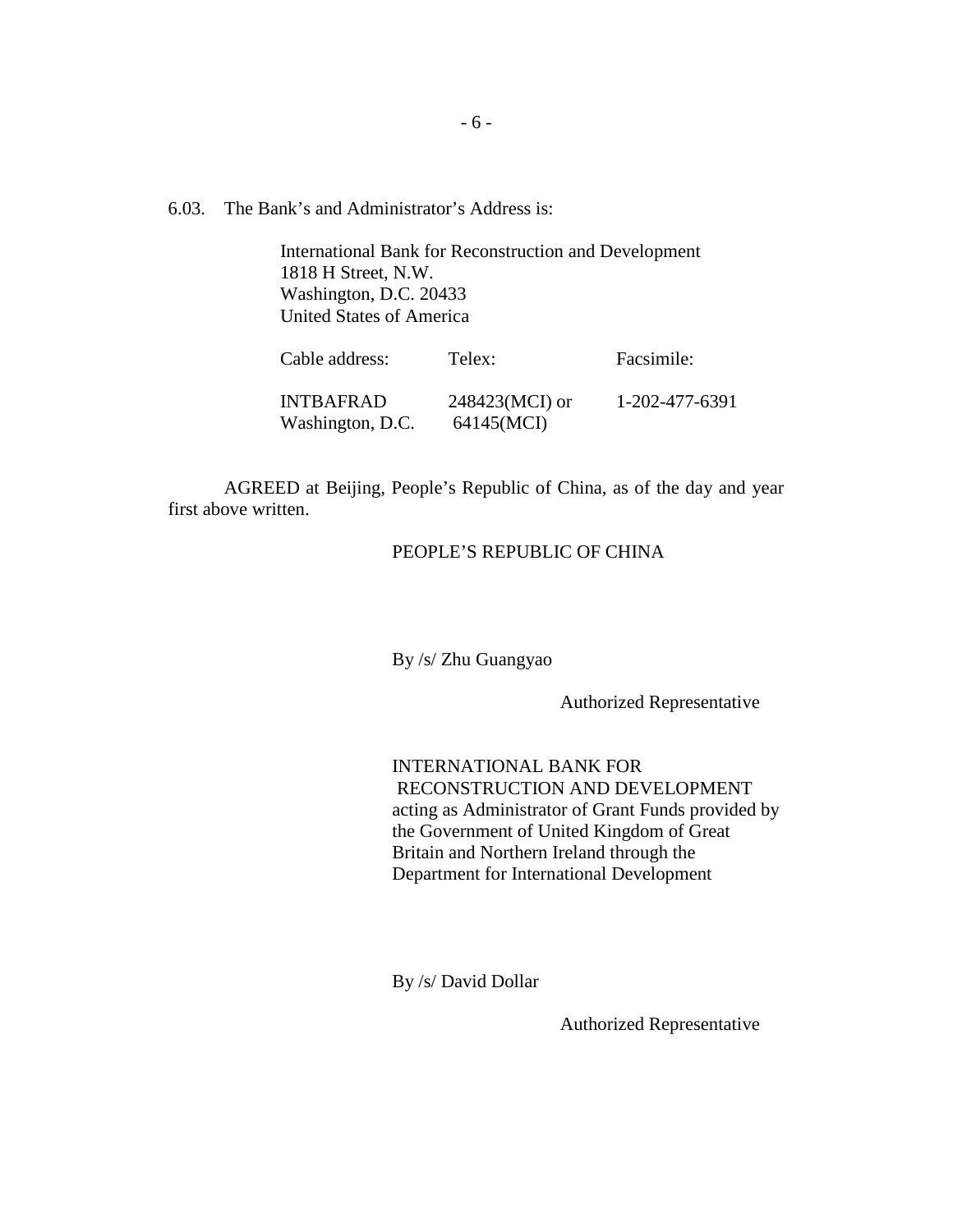6.03. The Bank's and Administrator's Address is:

International Bank for Reconstruction and Development
1818 H Street, N.W.
Washington, D.C. 20433
United States of America

| Cable address: | Telex: | Facsimile: |
|---|---|---|
| INTBAFRAD Washington, D.C. | 248423(MCI) or 64145(MCI) | 1-202-477-6391 |

AGREED at Beijing, People's Republic of China, as of the day and year first above written.

PEOPLE'S REPUBLIC OF CHINA

By /s/ Zhu Guangyao

Authorized Representative

INTERNATIONAL BANK FOR RECONSTRUCTION AND DEVELOPMENT acting as Administrator of Grant Funds provided by the Government of United Kingdom of Great Britain and Northern Ireland through the Department for International Development

By /s/ David Dollar

Authorized Representative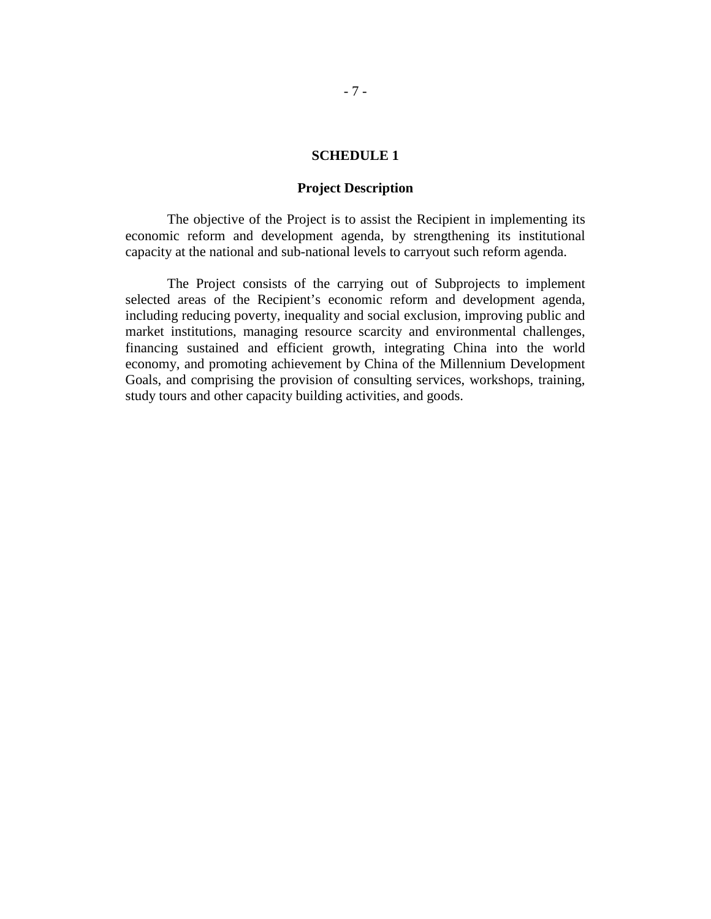## SCHEDULE 1

### Project Description

The objective of the Project is to assist the Recipient in implementing its economic reform and development agenda, by strengthening its institutional capacity at the national and sub-national levels to carryout such reform agenda.

The Project consists of the carrying out of Subprojects to implement selected areas of the Recipient's economic reform and development agenda, including reducing poverty, inequality and social exclusion, improving public and market institutions, managing resource scarcity and environmental challenges, financing sustained and efficient growth, integrating China into the world economy, and promoting achievement by China of the Millennium Development Goals, and comprising the provision of consulting services, workshops, training, study tours and other capacity building activities, and goods.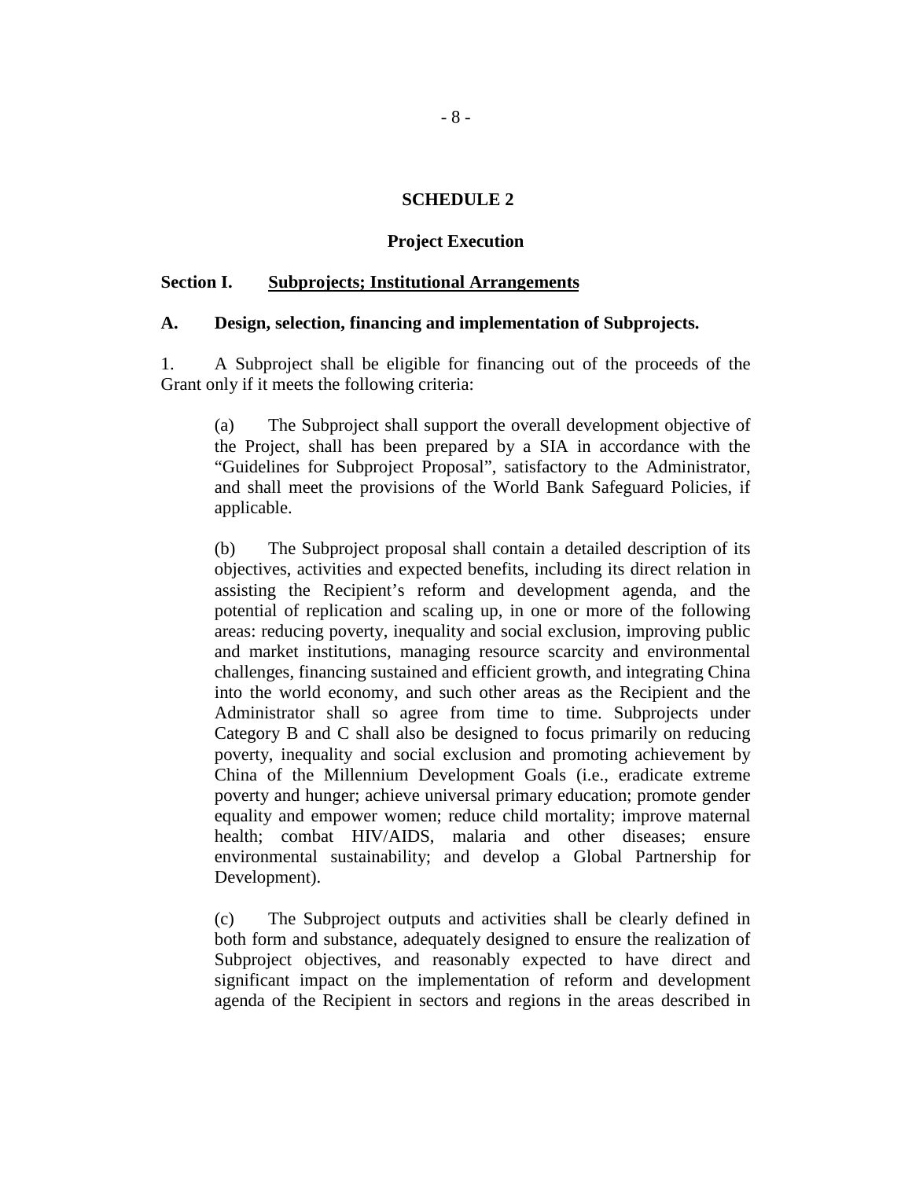# SCHEDULE 2

## Project Execution

### Section I. Subprojects; Institutional Arrangements

**A. Design, selection, financing and implementation of Subprojects.**

1. A Subproject shall be eligible for financing out of the proceeds of the Grant only if it meets the following criteria:

   (a) The Subproject shall support the overall development objective of the Project, shall has been prepared by a SIA in accordance with the "Guidelines for Subproject Proposal", satisfactory to the Administrator, and shall meet the provisions of the World Bank Safeguard Policies, if applicable.

   (b) The Subproject proposal shall contain a detailed description of its objectives, activities and expected benefits, including its direct relation in assisting the Recipient's reform and development agenda, and the potential of replication and scaling up, in one or more of the following areas: reducing poverty, inequality and social exclusion, improving public and market institutions, managing resource scarcity and environmental challenges, financing sustained and efficient growth, and integrating China into the world economy, and such other areas as the Recipient and the Administrator shall so agree from time to time. Subprojects under Category B and C shall also be designed to focus primarily on reducing poverty, inequality and social exclusion and promoting achievement by China of the Millennium Development Goals (i.e., eradicate extreme poverty and hunger; achieve universal primary education; promote gender equality and empower women; reduce child mortality; improve maternal health; combat HIV/AIDS, malaria and other diseases; ensure environmental sustainability; and develop a Global Partnership for Development).

   (c) The Subproject outputs and activities shall be clearly defined in both form and substance, adequately designed to ensure the realization of Subproject objectives, and reasonably expected to have direct and significant impact on the implementation of reform and development agenda of the Recipient in sectors and regions in the areas described in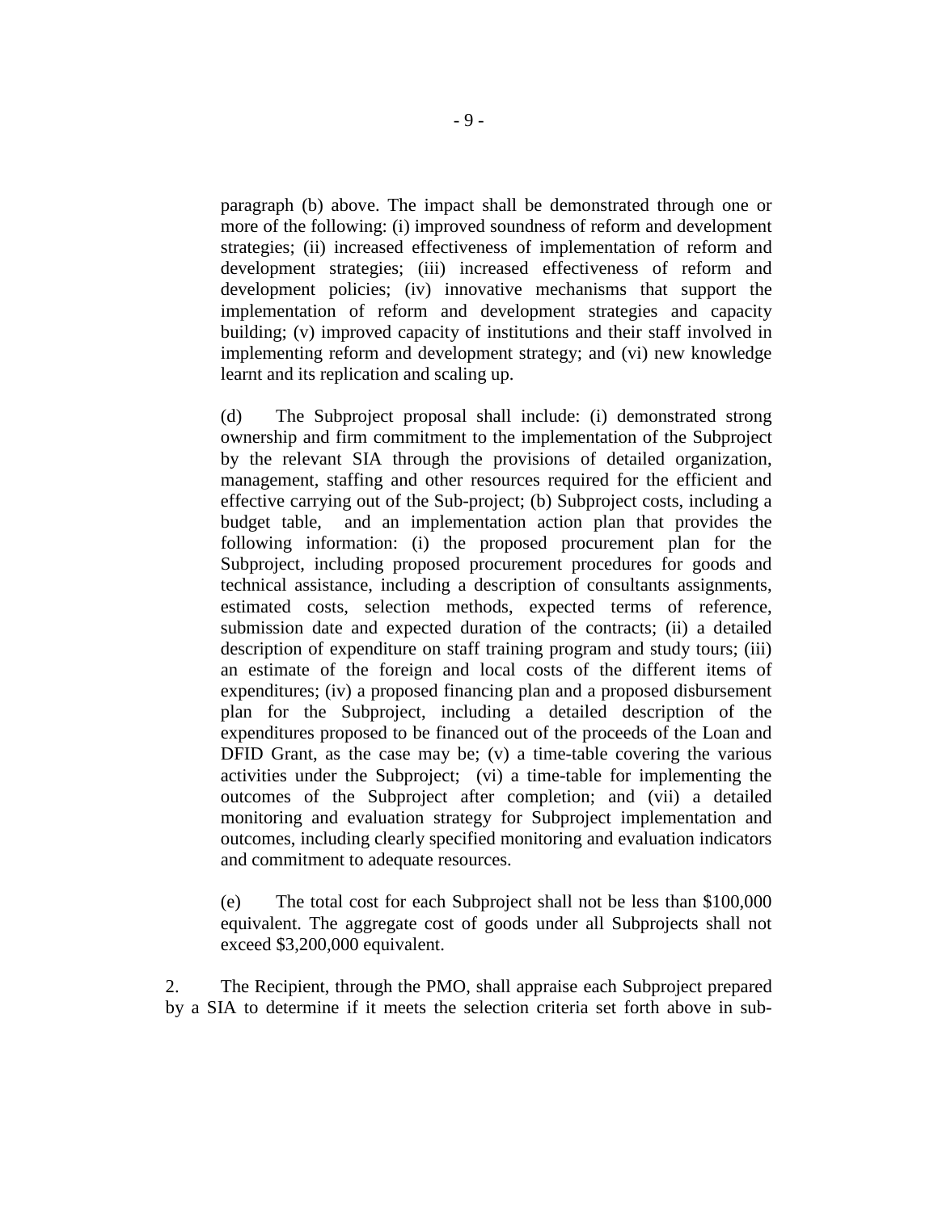paragraph (b) above. The impact shall be demonstrated through one or more of the following: (i) improved soundness of reform and development strategies; (ii) increased effectiveness of implementation of reform and development strategies; (iii) increased effectiveness of reform and development policies; (iv) innovative mechanisms that support the implementation of reform and development strategies and capacity building; (v) improved capacity of institutions and their staff involved in implementing reform and development strategy; and (vi) new knowledge learnt and its replication and scaling up.

(d) The Subproject proposal shall include: (i) demonstrated strong ownership and firm commitment to the implementation of the Subproject by the relevant SIA through the provisions of detailed organization, management, staffing and other resources required for the efficient and effective carrying out of the Sub-project; (b) Subproject costs, including a budget table, and an implementation action plan that provides the following information: (i) the proposed procurement plan for the Subproject, including proposed procurement procedures for goods and technical assistance, including a description of consultants assignments, estimated costs, selection methods, expected terms of reference, submission date and expected duration of the contracts; (ii) a detailed description of expenditure on staff training program and study tours; (iii) an estimate of the foreign and local costs of the different items of expenditures; (iv) a proposed financing plan and a proposed disbursement plan for the Subproject, including a detailed description of the expenditures proposed to be financed out of the proceeds of the Loan and DFID Grant, as the case may be; (v) a time-table covering the various activities under the Subproject; (vi) a time-table for implementing the outcomes of the Subproject after completion; and (vii) a detailed monitoring and evaluation strategy for Subproject implementation and outcomes, including clearly specified monitoring and evaluation indicators and commitment to adequate resources.

(e) The total cost for each Subproject shall not be less than $100,000 equivalent. The aggregate cost of goods under all Subprojects shall not exceed $3,200,000 equivalent.

2. The Recipient, through the PMO, shall appraise each Subproject prepared by a SIA to determine if it meets the selection criteria set forth above in sub-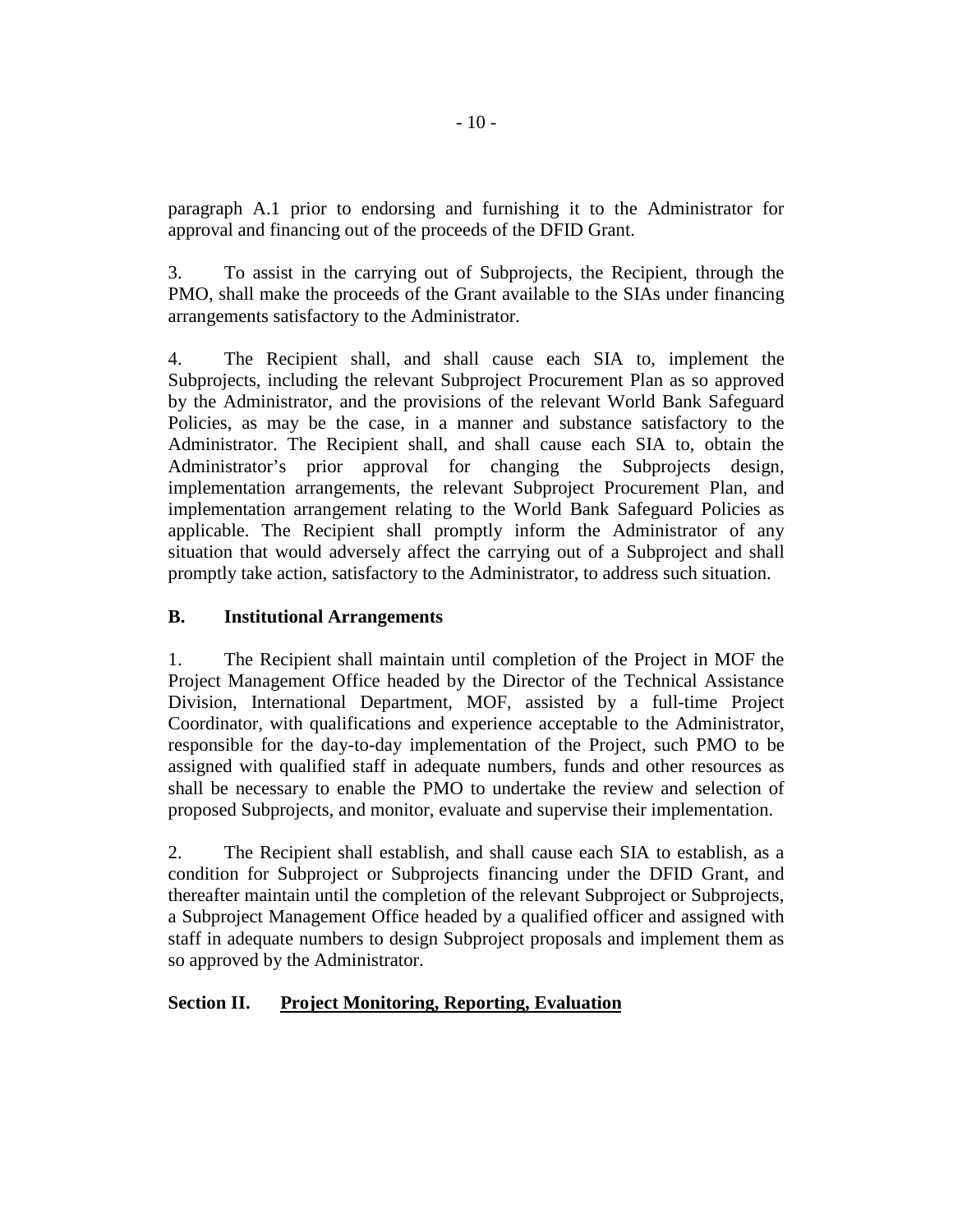paragraph A.1 prior to endorsing and furnishing it to the Administrator for approval and financing out of the proceeds of the DFID Grant.

3. To assist in the carrying out of Subprojects, the Recipient, through the PMO, shall make the proceeds of the Grant available to the SIAs under financing arrangements satisfactory to the Administrator.

4. The Recipient shall, and shall cause each SIA to, implement the Subprojects, including the relevant Subproject Procurement Plan as so approved by the Administrator, and the provisions of the relevant World Bank Safeguard Policies, as may be the case, in a manner and substance satisfactory to the Administrator. The Recipient shall, and shall cause each SIA to, obtain the Administrator's prior approval for changing the Subprojects design, implementation arrangements, the relevant Subproject Procurement Plan, and implementation arrangement relating to the World Bank Safeguard Policies as applicable. The Recipient shall promptly inform the Administrator of any situation that would adversely affect the carrying out of a Subproject and shall promptly take action, satisfactory to the Administrator, to address such situation.

### B. Institutional Arrangements

1. The Recipient shall maintain until completion of the Project in MOF the Project Management Office headed by the Director of the Technical Assistance Division, International Department, MOF, assisted by a full-time Project Coordinator, with qualifications and experience acceptable to the Administrator, responsible for the day-to-day implementation of the Project, such PMO to be assigned with qualified staff in adequate numbers, funds and other resources as shall be necessary to enable the PMO to undertake the review and selection of proposed Subprojects, and monitor, evaluate and supervise their implementation.

2. The Recipient shall establish, and shall cause each SIA to establish, as a condition for Subproject or Subprojects financing under the DFID Grant, and thereafter maintain until the completion of the relevant Subproject or Subprojects, a Subproject Management Office headed by a qualified officer and assigned with staff in adequate numbers to design Subproject proposals and implement them as so approved by the Administrator.

## Section II. Project Monitoring, Reporting, Evaluation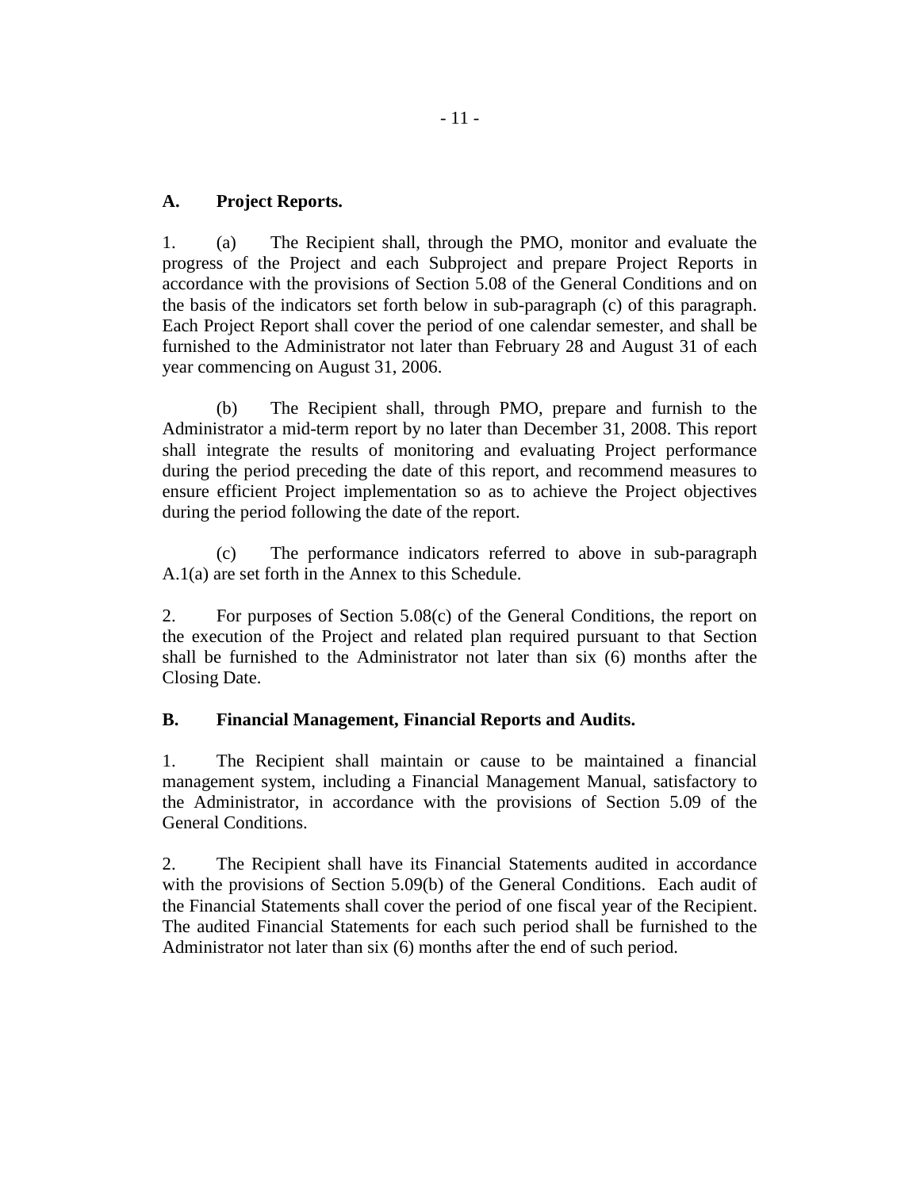### A. Project Reports.

1. (a) The Recipient shall, through the PMO, monitor and evaluate the progress of the Project and each Subproject and prepare Project Reports in accordance with the provisions of Section 5.08 of the General Conditions and on the basis of the indicators set forth below in sub-paragraph (c) of this paragraph. Each Project Report shall cover the period of one calendar semester, and shall be furnished to the Administrator not later than February 28 and August 31 of each year commencing on August 31, 2006.

   (b) The Recipient shall, through PMO, prepare and furnish to the Administrator a mid-term report by no later than December 31, 2008. This report shall integrate the results of monitoring and evaluating Project performance during the period preceding the date of this report, and recommend measures to ensure efficient Project implementation so as to achieve the Project objectives during the period following the date of the report.

   (c) The performance indicators referred to above in sub-paragraph A.1(a) are set forth in the Annex to this Schedule.

2. For purposes of Section 5.08(c) of the General Conditions, the report on the execution of the Project and related plan required pursuant to that Section shall be furnished to the Administrator not later than six (6) months after the Closing Date.

### B. Financial Management, Financial Reports and Audits.

1. The Recipient shall maintain or cause to be maintained a financial management system, including a Financial Management Manual, satisfactory to the Administrator, in accordance with the provisions of Section 5.09 of the General Conditions.

2. The Recipient shall have its Financial Statements audited in accordance with the provisions of Section 5.09(b) of the General Conditions. Each audit of the Financial Statements shall cover the period of one fiscal year of the Recipient. The audited Financial Statements for each such period shall be furnished to the Administrator not later than six (6) months after the end of such period.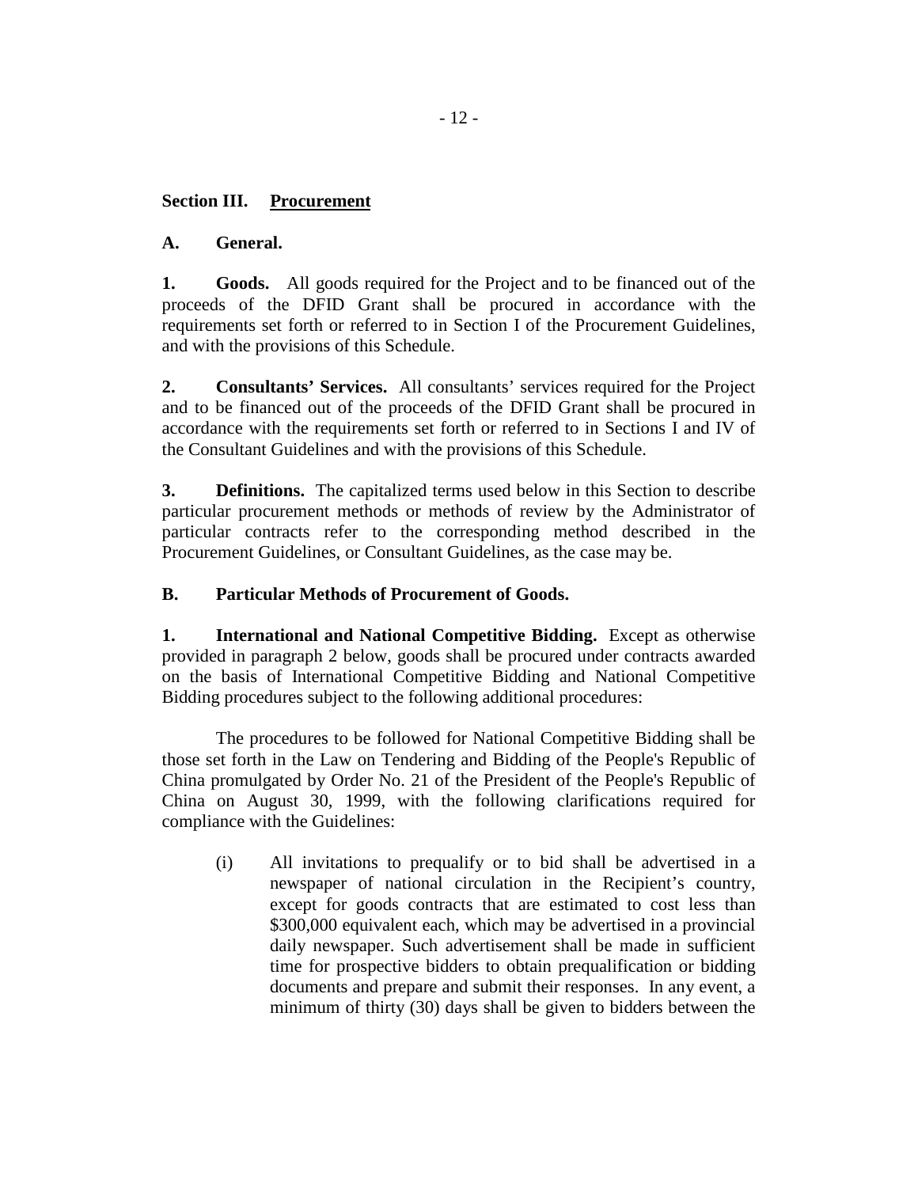**Section III. <u>Procurement</u>**

**A. General.**

**1. Goods.** All goods required for the Project and to be financed out of the proceeds of the DFID Grant shall be procured in accordance with the requirements set forth or referred to in Section I of the Procurement Guidelines, and with the provisions of this Schedule.

**2. Consultants' Services.** All consultants' services required for the Project and to be financed out of the proceeds of the DFID Grant shall be procured in accordance with the requirements set forth or referred to in Sections I and IV of the Consultant Guidelines and with the provisions of this Schedule.

**3. Definitions.** The capitalized terms used below in this Section to describe particular procurement methods or methods of review by the Administrator of particular contracts refer to the corresponding method described in the Procurement Guidelines, or Consultant Guidelines, as the case may be.

**B. Particular Methods of Procurement of Goods.**

**1. International and National Competitive Bidding.** Except as otherwise provided in paragraph 2 below, goods shall be procured under contracts awarded on the basis of International Competitive Bidding and National Competitive Bidding procedures subject to the following additional procedures:

The procedures to be followed for National Competitive Bidding shall be those set forth in the Law on Tendering and Bidding of the People's Republic of China promulgated by Order No. 21 of the President of the People's Republic of China on August 30, 1999, with the following clarifications required for compliance with the Guidelines:

(i) All invitations to prequalify or to bid shall be advertised in a newspaper of national circulation in the Recipient's country, except for goods contracts that are estimated to cost less than \$300,000 equivalent each, which may be advertised in a provincial daily newspaper. Such advertisement shall be made in sufficient time for prospective bidders to obtain prequalification or bidding documents and prepare and submit their responses. In any event, a minimum of thirty (30) days shall be given to bidders between the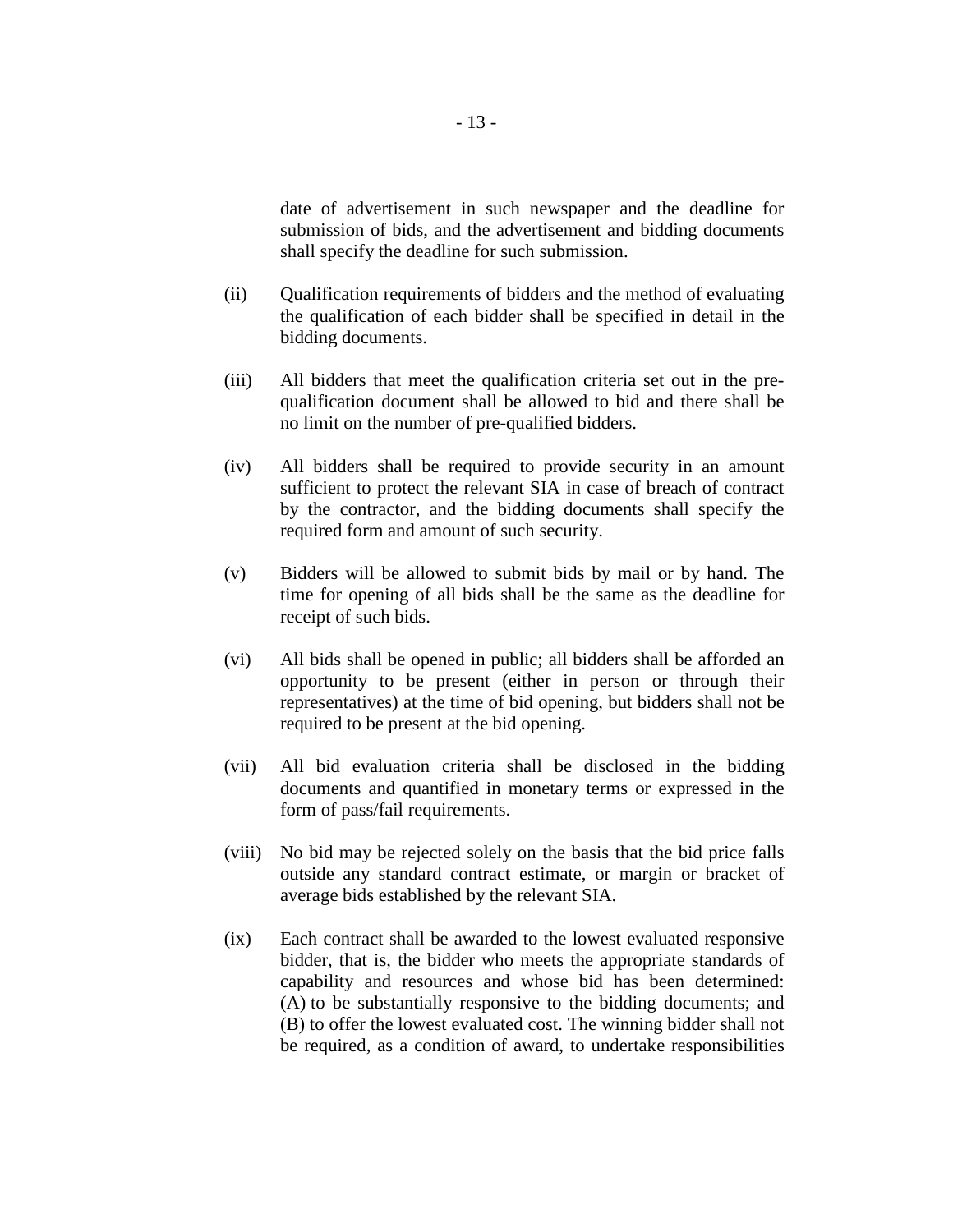date of advertisement in such newspaper and the deadline for submission of bids, and the advertisement and bidding documents shall specify the deadline for such submission.

(ii) Qualification requirements of bidders and the method of evaluating the qualification of each bidder shall be specified in detail in the bidding documents.

(iii) All bidders that meet the qualification criteria set out in the pre-qualification document shall be allowed to bid and there shall be no limit on the number of pre-qualified bidders.

(iv) All bidders shall be required to provide security in an amount sufficient to protect the relevant SIA in case of breach of contract by the contractor, and the bidding documents shall specify the required form and amount of such security.

(v) Bidders will be allowed to submit bids by mail or by hand. The time for opening of all bids shall be the same as the deadline for receipt of such bids.

(vi) All bids shall be opened in public; all bidders shall be afforded an opportunity to be present (either in person or through their representatives) at the time of bid opening, but bidders shall not be required to be present at the bid opening.

(vii) All bid evaluation criteria shall be disclosed in the bidding documents and quantified in monetary terms or expressed in the form of pass/fail requirements.

(viii) No bid may be rejected solely on the basis that the bid price falls outside any standard contract estimate, or margin or bracket of average bids established by the relevant SIA.

(ix) Each contract shall be awarded to the lowest evaluated responsive bidder, that is, the bidder who meets the appropriate standards of capability and resources and whose bid has been determined: (A) to be substantially responsive to the bidding documents; and (B) to offer the lowest evaluated cost. The winning bidder shall not be required, as a condition of award, to undertake responsibilities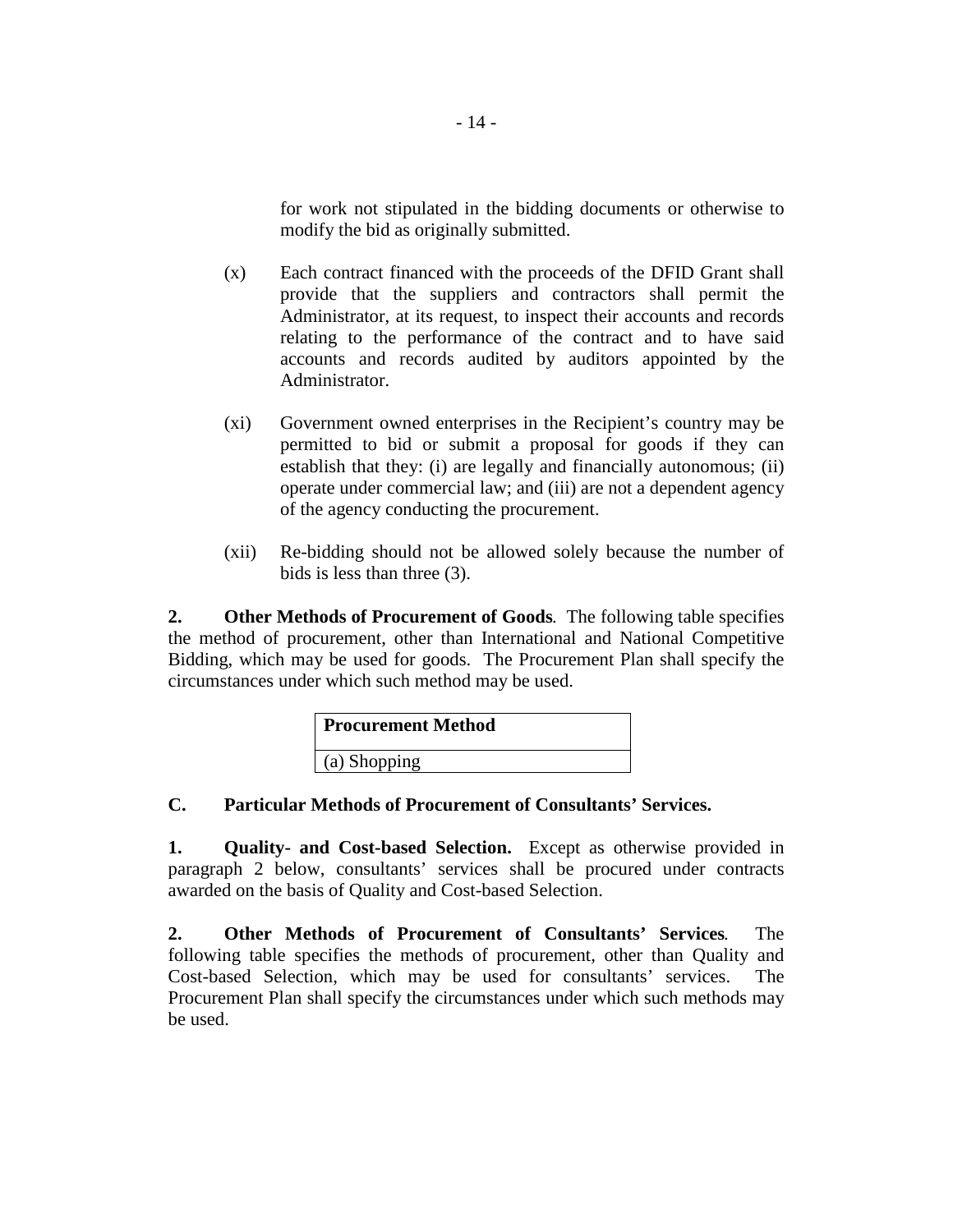for work not stipulated in the bidding documents or otherwise to modify the bid as originally submitted.

(x) Each contract financed with the proceeds of the DFID Grant shall provide that the suppliers and contractors shall permit the Administrator, at its request, to inspect their accounts and records relating to the performance of the contract and to have said accounts and records audited by auditors appointed by the Administrator.

(xi) Government owned enterprises in the Recipient's country may be permitted to bid or submit a proposal for goods if they can establish that they: (i) are legally and financially autonomous; (ii) operate under commercial law; and (iii) are not a dependent agency of the agency conducting the procurement.

(xii) Re-bidding should not be allowed solely because the number of bids is less than three (3).

**2. Other Methods of Procurement of Goods**. The following table specifies the method of procurement, other than International and National Competitive Bidding, which may be used for goods. The Procurement Plan shall specify the circumstances under which such method may be used.

| **Procurement Method** |
|---|
| (a) Shopping |

**C. Particular Methods of Procurement of Consultants' Services.**

**1. Quality- and Cost-based Selection.** Except as otherwise provided in paragraph 2 below, consultants' services shall be procured under contracts awarded on the basis of Quality and Cost-based Selection.

**2. Other Methods of Procurement of Consultants' Services**. The following table specifies the methods of procurement, other than Quality and Cost-based Selection, which may be used for consultants' services. The Procurement Plan shall specify the circumstances under which such methods may be used.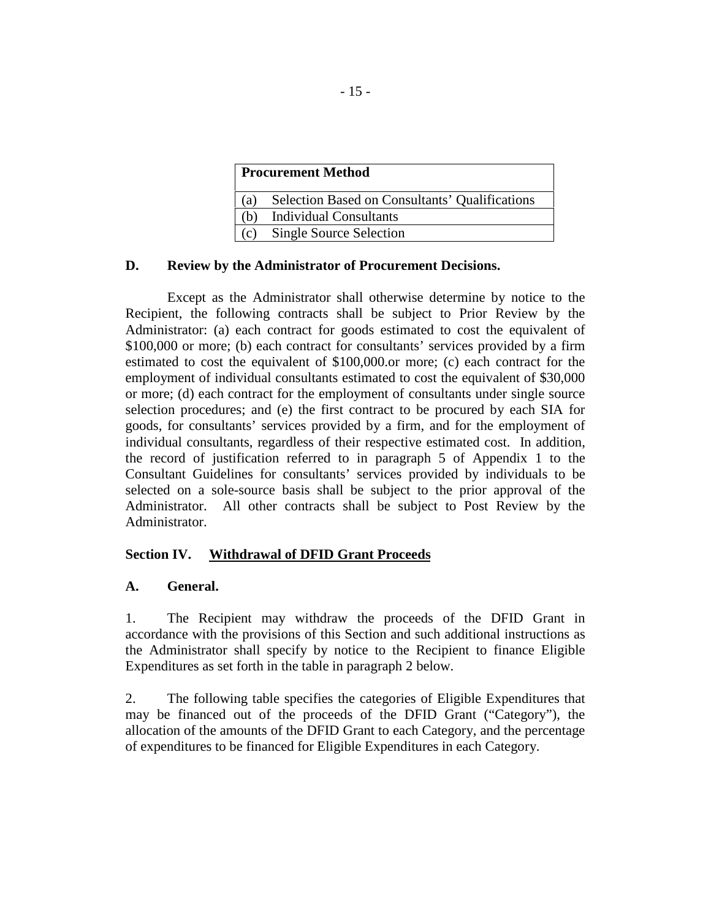| Procurement Method |
|---|
| (a) Selection Based on Consultants' Qualifications |
| (b) Individual Consultants |
| (c) Single Source Selection |

**D. Review by the Administrator of Procurement Decisions.**

Except as the Administrator shall otherwise determine by notice to the Recipient, the following contracts shall be subject to Prior Review by the Administrator: (a) each contract for goods estimated to cost the equivalent of \$100,000 or more; (b) each contract for consultants' services provided by a firm estimated to cost the equivalent of \$100,000.or more; (c) each contract for the employment of individual consultants estimated to cost the equivalent of \$30,000 or more; (d) each contract for the employment of consultants under single source selection procedures; and (e) the first contract to be procured by each SIA for goods, for consultants' services provided by a firm, and for the employment of individual consultants, regardless of their respective estimated cost. In addition, the record of justification referred to in paragraph 5 of Appendix 1 to the Consultant Guidelines for consultants' services provided by individuals to be selected on a sole-source basis shall be subject to the prior approval of the Administrator. All other contracts shall be subject to Post Review by the Administrator.

## Section IV. Withdrawal of DFID Grant Proceeds

**A. General.**

1. The Recipient may withdraw the proceeds of the DFID Grant in accordance with the provisions of this Section and such additional instructions as the Administrator shall specify by notice to the Recipient to finance Eligible Expenditures as set forth in the table in paragraph 2 below.

2. The following table specifies the categories of Eligible Expenditures that may be financed out of the proceeds of the DFID Grant ("Category"), the allocation of the amounts of the DFID Grant to each Category, and the percentage of expenditures to be financed for Eligible Expenditures in each Category.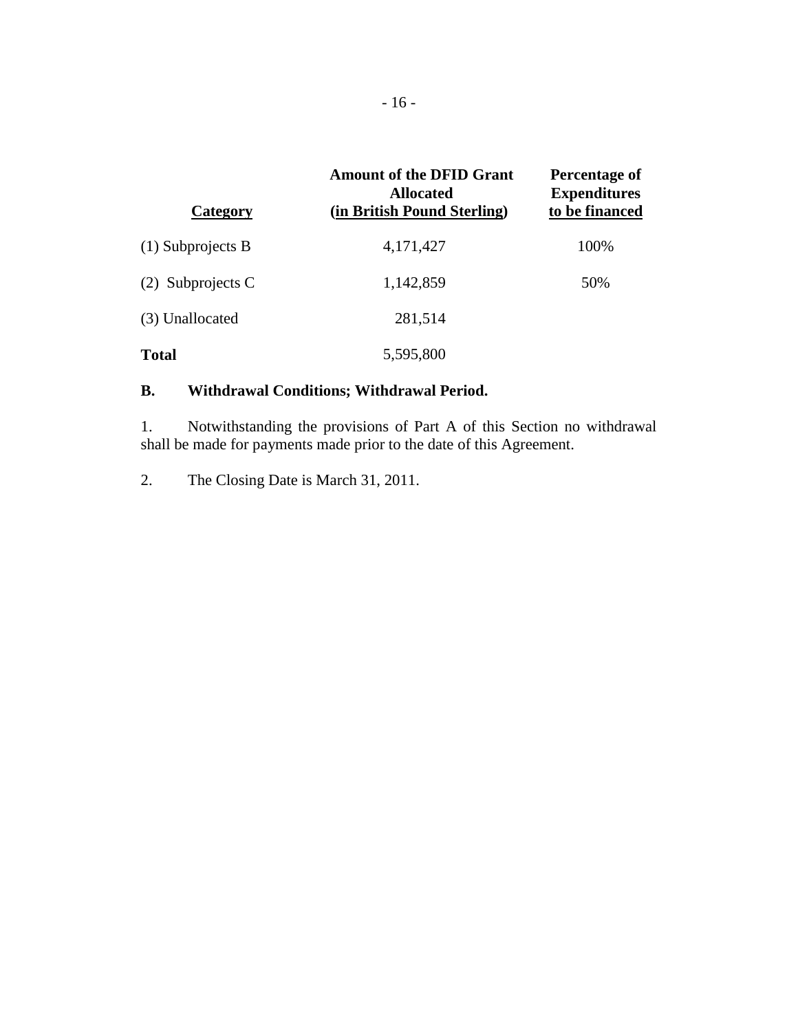| Category | Amount of the DFID Grant Allocated (in British Pound Sterling) | Percentage of Expenditures to be financed |
|---|---|---|
| (1) Subprojects B | 4,171,427 | 100% |
| (2) Subprojects C | 1,142,859 | 50% |
| (3) Unallocated | 281,514 | |
| **Total** | 5,595,800 | |

**B. Withdrawal Conditions; Withdrawal Period.**

1. Notwithstanding the provisions of Part A of this Section no withdrawal shall be made for payments made prior to the date of this Agreement.

2. The Closing Date is March 31, 2011.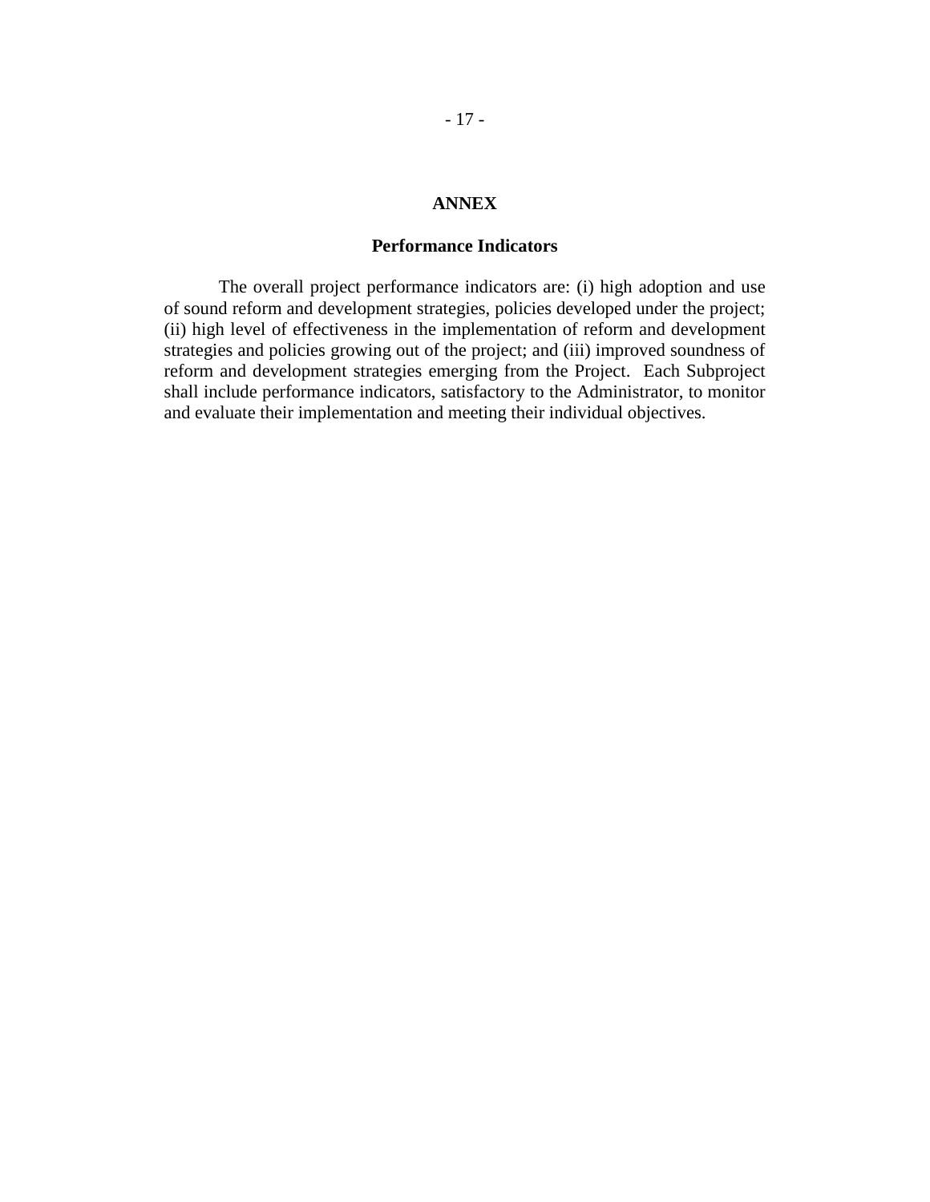# ANNEX

## Performance Indicators

The overall project performance indicators are: (i) high adoption and use of sound reform and development strategies, policies developed under the project; (ii) high level of effectiveness in the implementation of reform and development strategies and policies growing out of the project; and (iii) improved soundness of reform and development strategies emerging from the Project. Each Subproject shall include performance indicators, satisfactory to the Administrator, to monitor and evaluate their implementation and meeting their individual objectives.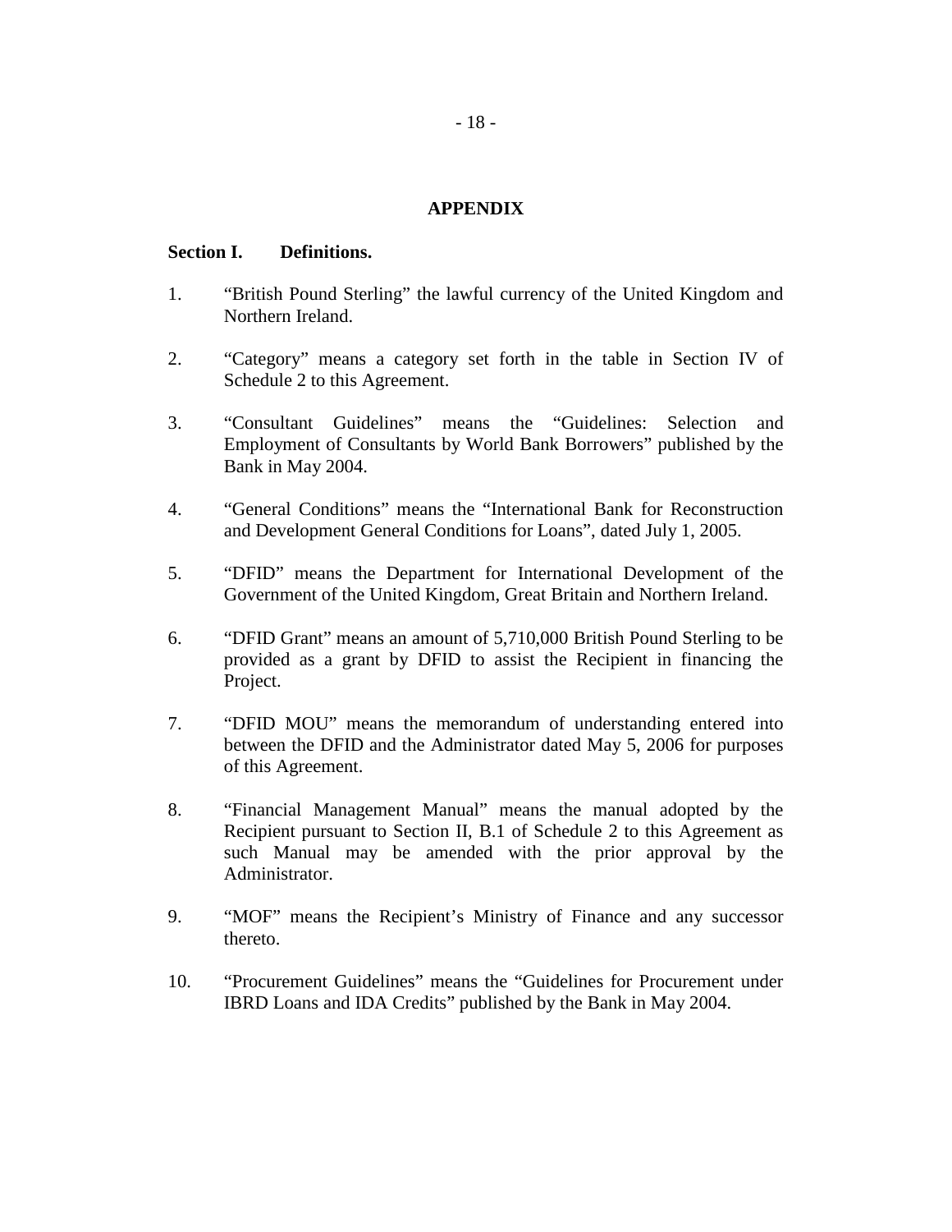# APPENDIX

**Section I. Definitions.**

1. "British Pound Sterling" the lawful currency of the United Kingdom and Northern Ireland.

2. "Category" means a category set forth in the table in Section IV of Schedule 2 to this Agreement.

3. "Consultant Guidelines" means the "Guidelines: Selection and Employment of Consultants by World Bank Borrowers" published by the Bank in May 2004.

4. "General Conditions" means the "International Bank for Reconstruction and Development General Conditions for Loans", dated July 1, 2005.

5. "DFID" means the Department for International Development of the Government of the United Kingdom, Great Britain and Northern Ireland.

6. "DFID Grant" means an amount of 5,710,000 British Pound Sterling to be provided as a grant by DFID to assist the Recipient in financing the Project.

7. "DFID MOU" means the memorandum of understanding entered into between the DFID and the Administrator dated May 5, 2006 for purposes of this Agreement.

8. "Financial Management Manual" means the manual adopted by the Recipient pursuant to Section II, B.1 of Schedule 2 to this Agreement as such Manual may be amended with the prior approval by the Administrator.

9. "MOF" means the Recipient's Ministry of Finance and any successor thereto.

10. "Procurement Guidelines" means the "Guidelines for Procurement under IBRD Loans and IDA Credits" published by the Bank in May 2004.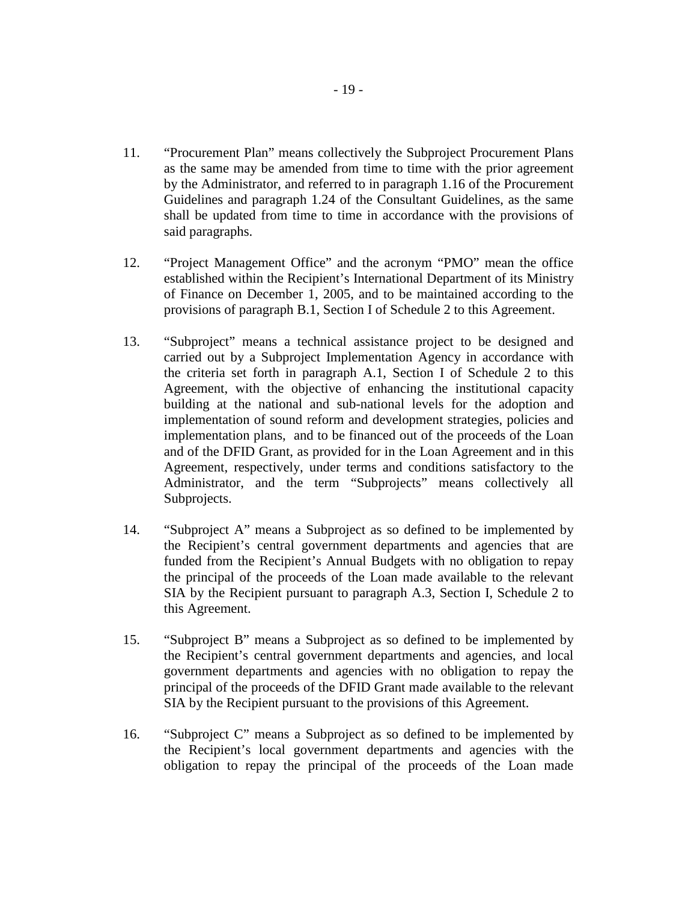11. "Procurement Plan" means collectively the Subproject Procurement Plans as the same may be amended from time to time with the prior agreement by the Administrator, and referred to in paragraph 1.16 of the Procurement Guidelines and paragraph 1.24 of the Consultant Guidelines, as the same shall be updated from time to time in accordance with the provisions of said paragraphs.

12. "Project Management Office" and the acronym "PMO" mean the office established within the Recipient's International Department of its Ministry of Finance on December 1, 2005, and to be maintained according to the provisions of paragraph B.1, Section I of Schedule 2 to this Agreement.

13. "Subproject" means a technical assistance project to be designed and carried out by a Subproject Implementation Agency in accordance with the criteria set forth in paragraph A.1, Section I of Schedule 2 to this Agreement, with the objective of enhancing the institutional capacity building at the national and sub-national levels for the adoption and implementation of sound reform and development strategies, policies and implementation plans, and to be financed out of the proceeds of the Loan and of the DFID Grant, as provided for in the Loan Agreement and in this Agreement, respectively, under terms and conditions satisfactory to the Administrator, and the term "Subprojects" means collectively all Subprojects.

14. "Subproject A" means a Subproject as so defined to be implemented by the Recipient's central government departments and agencies that are funded from the Recipient's Annual Budgets with no obligation to repay the principal of the proceeds of the Loan made available to the relevant SIA by the Recipient pursuant to paragraph A.3, Section I, Schedule 2 to this Agreement.

15. "Subproject B" means a Subproject as so defined to be implemented by the Recipient's central government departments and agencies, and local government departments and agencies with no obligation to repay the principal of the proceeds of the DFID Grant made available to the relevant SIA by the Recipient pursuant to the provisions of this Agreement.

16. "Subproject C" means a Subproject as so defined to be implemented by the Recipient's local government departments and agencies with the obligation to repay the principal of the proceeds of the Loan made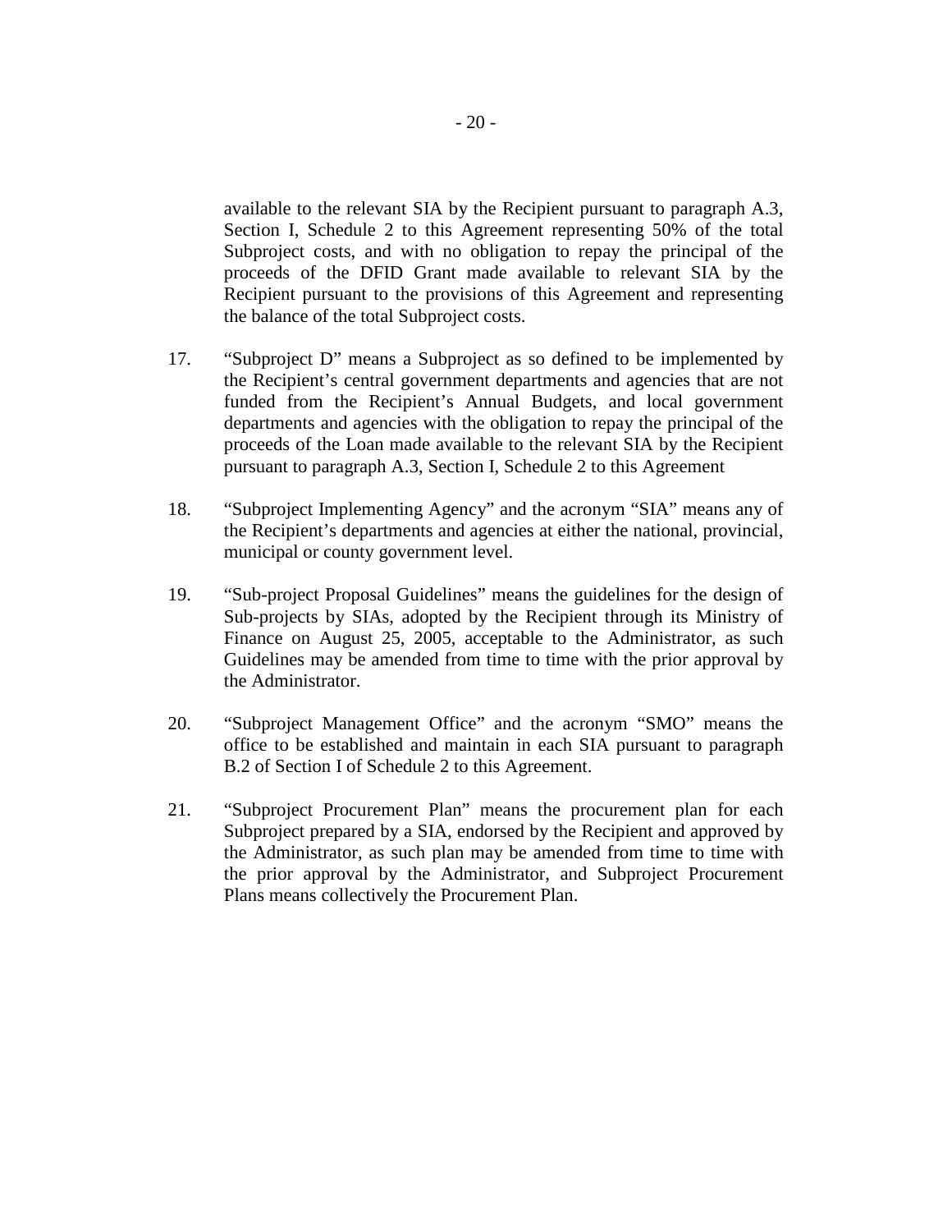available to the relevant SIA by the Recipient pursuant to paragraph A.3, Section I, Schedule 2 to this Agreement representing 50% of the total Subproject costs, and with no obligation to repay the principal of the proceeds of the DFID Grant made available to relevant SIA by the Recipient pursuant to the provisions of this Agreement and representing the balance of the total Subproject costs.

17. "Subproject D" means a Subproject as so defined to be implemented by the Recipient's central government departments and agencies that are not funded from the Recipient's Annual Budgets, and local government departments and agencies with the obligation to repay the principal of the proceeds of the Loan made available to the relevant SIA by the Recipient pursuant to paragraph A.3, Section I, Schedule 2 to this Agreement

18. "Subproject Implementing Agency" and the acronym "SIA" means any of the Recipient's departments and agencies at either the national, provincial, municipal or county government level.

19. "Sub-project Proposal Guidelines" means the guidelines for the design of Sub-projects by SIAs, adopted by the Recipient through its Ministry of Finance on August 25, 2005, acceptable to the Administrator, as such Guidelines may be amended from time to time with the prior approval by the Administrator.

20. "Subproject Management Office" and the acronym "SMO" means the office to be established and maintain in each SIA pursuant to paragraph B.2 of Section I of Schedule 2 to this Agreement.

21. "Subproject Procurement Plan" means the procurement plan for each Subproject prepared by a SIA, endorsed by the Recipient and approved by the Administrator, as such plan may be amended from time to time with the prior approval by the Administrator, and Subproject Procurement Plans means collectively the Procurement Plan.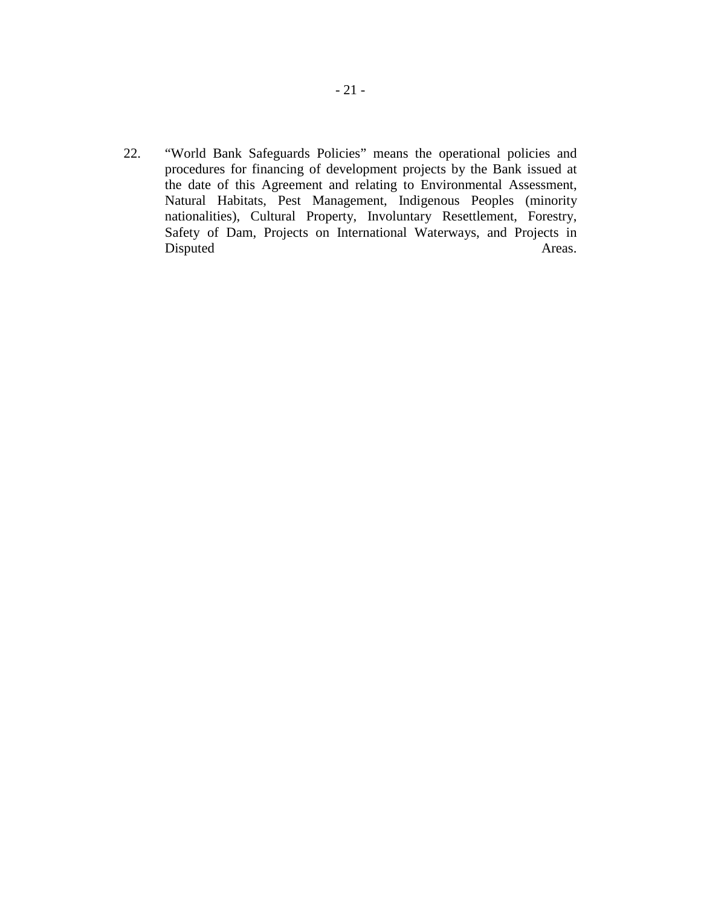22. "World Bank Safeguards Policies" means the operational policies and procedures for financing of development projects by the Bank issued at the date of this Agreement and relating to Environmental Assessment, Natural Habitats, Pest Management, Indigenous Peoples (minority nationalities), Cultural Property, Involuntary Resettlement, Forestry, Safety of Dam, Projects on International Waterways, and Projects in Disputed Areas.